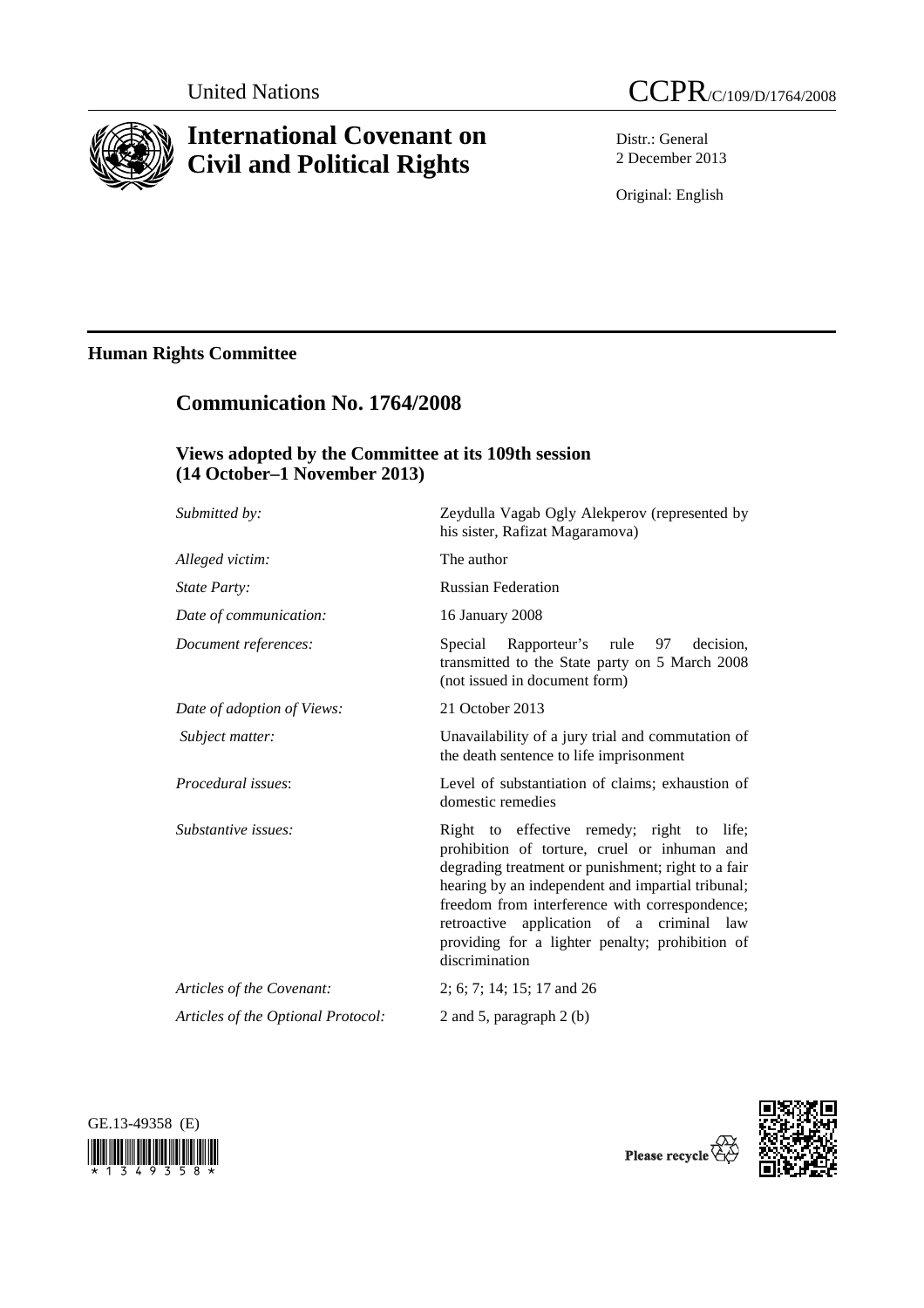United Nations

# CCPR/C/109/D/1764/2008

# International Covenant on Civil and Political Rights

Distr.: General
2 December 2013

Original: English

## Human Rights Committee

## Communication No. 1764/2008

### Views adopted by the Committee at its 109th session (14 October–1 November 2013)

| | |
|---|---|
| *Submitted by:* | Zeydulla Vagab Ogly Alekperov (represented by his sister, Rafizat Magaramova) |
| *Alleged victim:* | The author |
| *State Party:* | Russian Federation |
| *Date of communication:* | 16 January 2008 |
| *Document references:* | Special Rapporteur's rule 97 decision, transmitted to the State party on 5 March 2008 (not issued in document form) |
| *Date of adoption of Views:* | 21 October 2013 |
| *Subject matter:* | Unavailability of a jury trial and commutation of the death sentence to life imprisonment |
| *Procedural issues*: | Level of substantiation of claims; exhaustion of domestic remedies |
| *Substantive issues:* | Right to effective remedy; right to life; prohibition of torture, cruel or inhuman and degrading treatment or punishment; right to a fair hearing by an independent and impartial tribunal; freedom from interference with correspondence; retroactive application of a criminal law providing for a lighter penalty; prohibition of discrimination |
| *Articles of the Covenant:* | 2; 6; 7; 14; 15; 17 and 26 |
| *Articles of the Optional Protocol:* | 2 and 5, paragraph 2 (b) |

GE.13-49358 (E)

Please recycle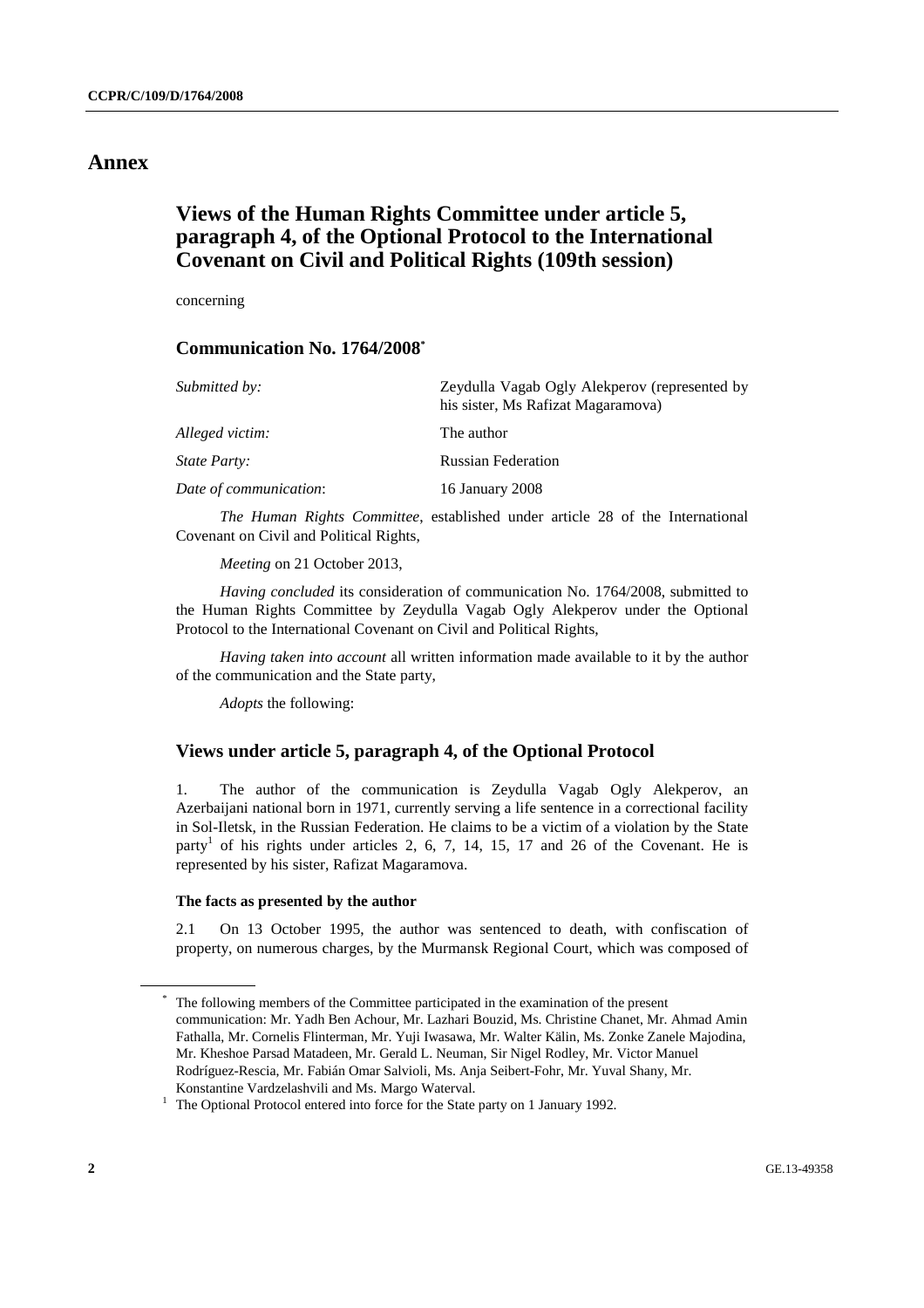# Annex

## Views of the Human Rights Committee under article 5, paragraph 4, of the Optional Protocol to the International Covenant on Civil and Political Rights (109th session)

concerning

### Communication No. 1764/2008*

| | |
|---|---|
| *Submitted by:* | Zeydulla Vagab Ogly Alekperov (represented by his sister, Ms Rafizat Magaramova) |
| *Alleged victim:* | The author |
| *State Party:* | Russian Federation |
| *Date of communication*: | 16 January 2008 |

*The Human Rights Committee*, established under article 28 of the International Covenant on Civil and Political Rights,

*Meeting* on 21 October 2013,

*Having concluded* its consideration of communication No. 1764/2008, submitted to the Human Rights Committee by Zeydulla Vagab Ogly Alekperov under the Optional Protocol to the International Covenant on Civil and Political Rights,

*Having taken into account* all written information made available to it by the author of the communication and the State party,

*Adopts* the following:

### Views under article 5, paragraph 4, of the Optional Protocol

1. The author of the communication is Zeydulla Vagab Ogly Alekperov, an Azerbaijani national born in 1971, currently serving a life sentence in a correctional facility in Sol-Iletsk, in the Russian Federation. He claims to be a victim of a violation by the State party[1] of his rights under articles 2, 6, 7, 14, 15, 17 and 26 of the Covenant. He is represented by his sister, Rafizat Magaramova.

#### The facts as presented by the author

2.1 On 13 October 1995, the author was sentenced to death, with confiscation of property, on numerous charges, by the Murmansk Regional Court, which was composed of

---

* The following members of the Committee participated in the examination of the present communication: Mr. Yadh Ben Achour, Mr. Lazhari Bouzid, Ms. Christine Chanet, Mr. Ahmad Amin Fathalla, Mr. Cornelis Flinterman, Mr. Yuji Iwasawa, Mr. Walter Kälin, Ms. Zonke Zanele Majodina, Mr. Kheshoe Parsad Matadeen, Mr. Gerald L. Neuman, Sir Nigel Rodley, Mr. Victor Manuel Rodríguez-Rescia, Mr. Fabián Omar Salvioli, Ms. Anja Seibert-Fohr, Mr. Yuval Shany, Mr. Konstantine Vardzelashvili and Ms. Margo Waterval.

[1] The Optional Protocol entered into force for the State party on 1 January 1992.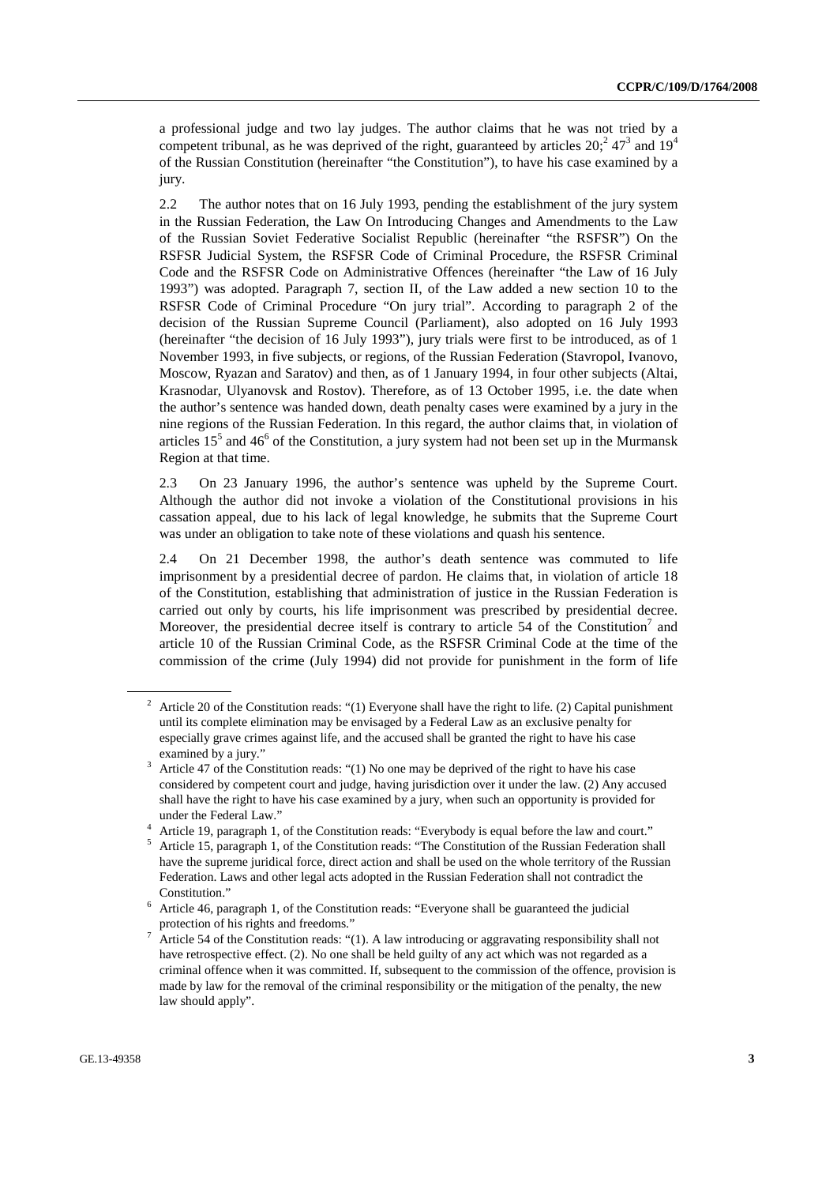a professional judge and two lay judges. The author claims that he was not tried by a competent tribunal, as he was deprived of the right, guaranteed by articles 20;[2] 47[3] and 19[4] of the Russian Constitution (hereinafter "the Constitution"), to have his case examined by a jury.

2.2 The author notes that on 16 July 1993, pending the establishment of the jury system in the Russian Federation, the Law On Introducing Changes and Amendments to the Law of the Russian Soviet Federative Socialist Republic (hereinafter "the RSFSR") On the RSFSR Judicial System, the RSFSR Code of Criminal Procedure, the RSFSR Criminal Code and the RSFSR Code on Administrative Offences (hereinafter "the Law of 16 July 1993") was adopted. Paragraph 7, section II, of the Law added a new section 10 to the RSFSR Code of Criminal Procedure "On jury trial". According to paragraph 2 of the decision of the Russian Supreme Council (Parliament), also adopted on 16 July 1993 (hereinafter "the decision of 16 July 1993"), jury trials were first to be introduced, as of 1 November 1993, in five subjects, or regions, of the Russian Federation (Stavropol, Ivanovo, Moscow, Ryazan and Saratov) and then, as of 1 January 1994, in four other subjects (Altai, Krasnodar, Ulyanovsk and Rostov). Therefore, as of 13 October 1995, i.e. the date when the author's sentence was handed down, death penalty cases were examined by a jury in the nine regions of the Russian Federation. In this regard, the author claims that, in violation of articles 15[5] and 46[6] of the Constitution, a jury system had not been set up in the Murmansk Region at that time.

2.3 On 23 January 1996, the author's sentence was upheld by the Supreme Court. Although the author did not invoke a violation of the Constitutional provisions in his cassation appeal, due to his lack of legal knowledge, he submits that the Supreme Court was under an obligation to take note of these violations and quash his sentence.

2.4 On 21 December 1998, the author's death sentence was commuted to life imprisonment by a presidential decree of pardon. He claims that, in violation of article 18 of the Constitution, establishing that administration of justice in the Russian Federation is carried out only by courts, his life imprisonment was prescribed by presidential decree. Moreover, the presidential decree itself is contrary to article 54 of the Constitution[7] and article 10 of the Russian Criminal Code, as the RSFSR Criminal Code at the time of the commission of the crime (July 1994) did not provide for punishment in the form of life

---

[2] Article 20 of the Constitution reads: "(1) Everyone shall have the right to life. (2) Capital punishment until its complete elimination may be envisaged by a Federal Law as an exclusive penalty for especially grave crimes against life, and the accused shall be granted the right to have his case examined by a jury."

[3] Article 47 of the Constitution reads: "(1) No one may be deprived of the right to have his case considered by competent court and judge, having jurisdiction over it under the law. (2) Any accused shall have the right to have his case examined by a jury, when such an opportunity is provided for under the Federal Law."

[4] Article 19, paragraph 1, of the Constitution reads: "Everybody is equal before the law and court."

[5] Article 15, paragraph 1, of the Constitution reads: "The Constitution of the Russian Federation shall have the supreme juridical force, direct action and shall be used on the whole territory of the Russian Federation. Laws and other legal acts adopted in the Russian Federation shall not contradict the Constitution."

[6] Article 46, paragraph 1, of the Constitution reads: "Everyone shall be guaranteed the judicial protection of his rights and freedoms."

[7] Article 54 of the Constitution reads: "(1). A law introducing or aggravating responsibility shall not have retrospective effect. (2). No one shall be held guilty of any act which was not regarded as a criminal offence when it was committed. If, subsequent to the commission of the offence, provision is made by law for the removal of the criminal responsibility or the mitigation of the penalty, the new law should apply".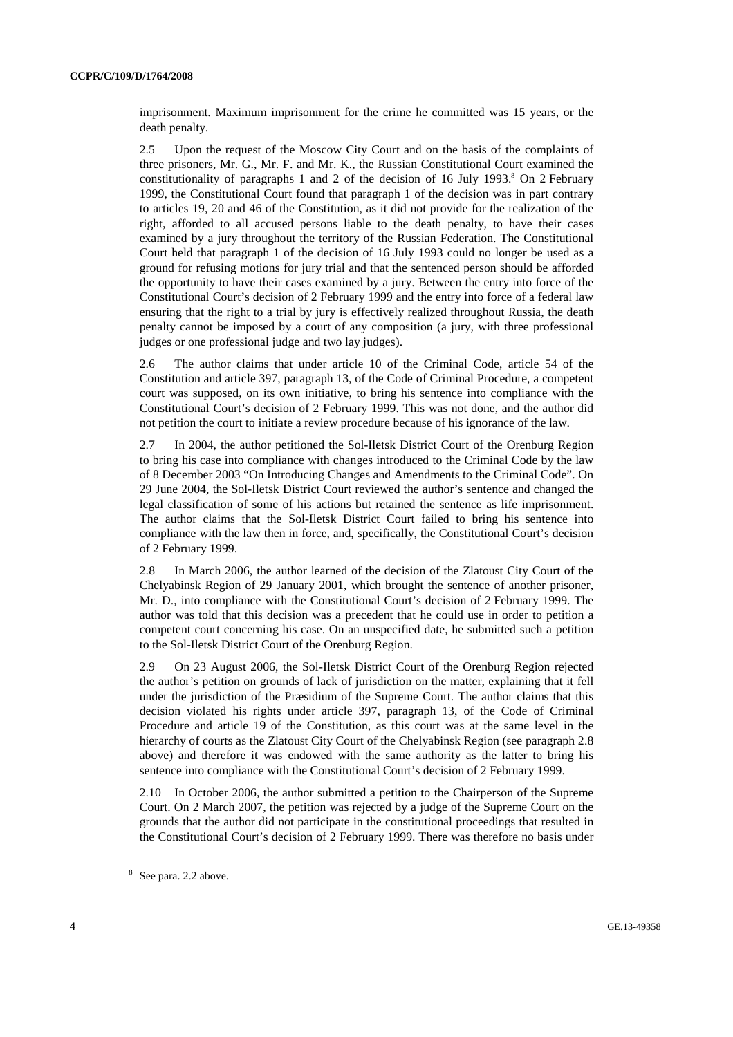imprisonment. Maximum imprisonment for the crime he committed was 15 years, or the death penalty.

2.5 Upon the request of the Moscow City Court and on the basis of the complaints of three prisoners, Mr. G., Mr. F. and Mr. K., the Russian Constitutional Court examined the constitutionality of paragraphs 1 and 2 of the decision of 16 July 1993.[8] On 2 February 1999, the Constitutional Court found that paragraph 1 of the decision was in part contrary to articles 19, 20 and 46 of the Constitution, as it did not provide for the realization of the right, afforded to all accused persons liable to the death penalty, to have their cases examined by a jury throughout the territory of the Russian Federation. The Constitutional Court held that paragraph 1 of the decision of 16 July 1993 could no longer be used as a ground for refusing motions for jury trial and that the sentenced person should be afforded the opportunity to have their cases examined by a jury. Between the entry into force of the Constitutional Court's decision of 2 February 1999 and the entry into force of a federal law ensuring that the right to a trial by jury is effectively realized throughout Russia, the death penalty cannot be imposed by a court of any composition (a jury, with three professional judges or one professional judge and two lay judges).

2.6 The author claims that under article 10 of the Criminal Code, article 54 of the Constitution and article 397, paragraph 13, of the Code of Criminal Procedure, a competent court was supposed, on its own initiative, to bring his sentence into compliance with the Constitutional Court's decision of 2 February 1999. This was not done, and the author did not petition the court to initiate a review procedure because of his ignorance of the law.

2.7 In 2004, the author petitioned the Sol-Iletsk District Court of the Orenburg Region to bring his case into compliance with changes introduced to the Criminal Code by the law of 8 December 2003 "On Introducing Changes and Amendments to the Criminal Code". On 29 June 2004, the Sol-Iletsk District Court reviewed the author's sentence and changed the legal classification of some of his actions but retained the sentence as life imprisonment. The author claims that the Sol-Iletsk District Court failed to bring his sentence into compliance with the law then in force, and, specifically, the Constitutional Court's decision of 2 February 1999.

2.8 In March 2006, the author learned of the decision of the Zlatoust City Court of the Chelyabinsk Region of 29 January 2001, which brought the sentence of another prisoner, Mr. D., into compliance with the Constitutional Court's decision of 2 February 1999. The author was told that this decision was a precedent that he could use in order to petition a competent court concerning his case. On an unspecified date, he submitted such a petition to the Sol-Iletsk District Court of the Orenburg Region.

2.9 On 23 August 2006, the Sol-Iletsk District Court of the Orenburg Region rejected the author's petition on grounds of lack of jurisdiction on the matter, explaining that it fell under the jurisdiction of the Præsidium of the Supreme Court. The author claims that this decision violated his rights under article 397, paragraph 13, of the Code of Criminal Procedure and article 19 of the Constitution, as this court was at the same level in the hierarchy of courts as the Zlatoust City Court of the Chelyabinsk Region (see paragraph 2.8 above) and therefore it was endowed with the same authority as the latter to bring his sentence into compliance with the Constitutional Court's decision of 2 February 1999.

2.10 In October 2006, the author submitted a petition to the Chairperson of the Supreme Court. On 2 March 2007, the petition was rejected by a judge of the Supreme Court on the grounds that the author did not participate in the constitutional proceedings that resulted in the Constitutional Court's decision of 2 February 1999. There was therefore no basis under

---

[8] See para. 2.2 above.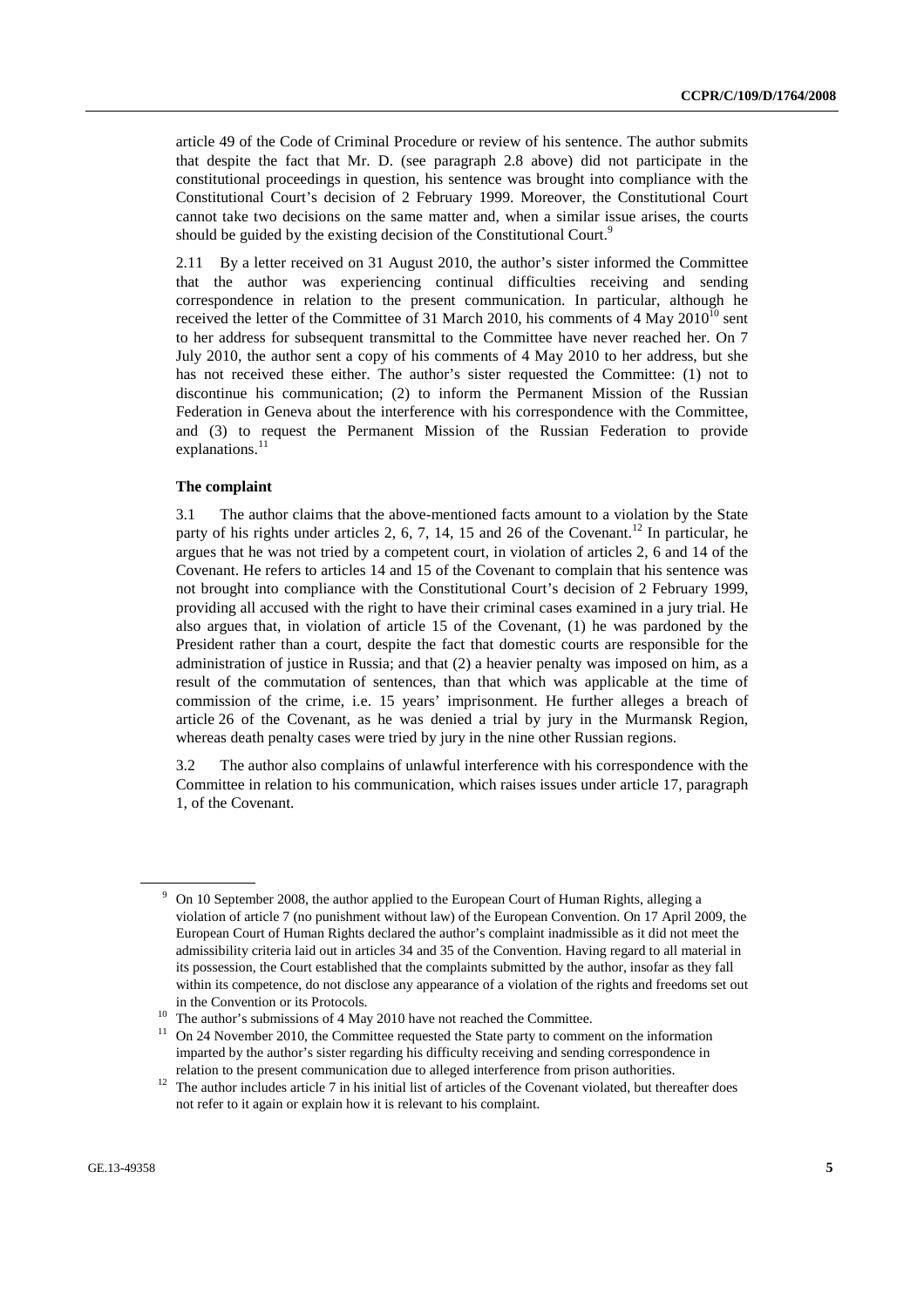article 49 of the Code of Criminal Procedure or review of his sentence. The author submits that despite the fact that Mr. D. (see paragraph 2.8 above) did not participate in the constitutional proceedings in question, his sentence was brought into compliance with the Constitutional Court's decision of 2 February 1999. Moreover, the Constitutional Court cannot take two decisions on the same matter and, when a similar issue arises, the courts should be guided by the existing decision of the Constitutional Court.[9]

2.11 By a letter received on 31 August 2010, the author's sister informed the Committee that the author was experiencing continual difficulties receiving and sending correspondence in relation to the present communication. In particular, although he received the letter of the Committee of 31 March 2010, his comments of 4 May 2010[10] sent to her address for subsequent transmittal to the Committee have never reached her. On 7 July 2010, the author sent a copy of his comments of 4 May 2010 to her address, but she has not received these either. The author's sister requested the Committee: (1) not to discontinue his communication; (2) to inform the Permanent Mission of the Russian Federation in Geneva about the interference with his correspondence with the Committee, and (3) to request the Permanent Mission of the Russian Federation to provide explanations.[11]

### The complaint

3.1 The author claims that the above-mentioned facts amount to a violation by the State party of his rights under articles 2, 6, 7, 14, 15 and 26 of the Covenant.[12] In particular, he argues that he was not tried by a competent court, in violation of articles 2, 6 and 14 of the Covenant. He refers to articles 14 and 15 of the Covenant to complain that his sentence was not brought into compliance with the Constitutional Court's decision of 2 February 1999, providing all accused with the right to have their criminal cases examined in a jury trial. He also argues that, in violation of article 15 of the Covenant, (1) he was pardoned by the President rather than a court, despite the fact that domestic courts are responsible for the administration of justice in Russia; and that (2) a heavier penalty was imposed on him, as a result of the commutation of sentences, than that which was applicable at the time of commission of the crime, i.e. 15 years' imprisonment. He further alleges a breach of article 26 of the Covenant, as he was denied a trial by jury in the Murmansk Region, whereas death penalty cases were tried by jury in the nine other Russian regions.

3.2 The author also complains of unlawful interference with his correspondence with the Committee in relation to his communication, which raises issues under article 17, paragraph 1, of the Covenant.

---

[9] On 10 September 2008, the author applied to the European Court of Human Rights, alleging a violation of article 7 (no punishment without law) of the European Convention. On 17 April 2009, the European Court of Human Rights declared the author's complaint inadmissible as it did not meet the admissibility criteria laid out in articles 34 and 35 of the Convention. Having regard to all material in its possession, the Court established that the complaints submitted by the author, insofar as they fall within its competence, do not disclose any appearance of a violation of the rights and freedoms set out in the Convention or its Protocols.

[10] The author's submissions of 4 May 2010 have not reached the Committee.

[11] On 24 November 2010, the Committee requested the State party to comment on the information imparted by the author's sister regarding his difficulty receiving and sending correspondence in relation to the present communication due to alleged interference from prison authorities.

[12] The author includes article 7 in his initial list of articles of the Covenant violated, but thereafter does not refer to it again or explain how it is relevant to his complaint.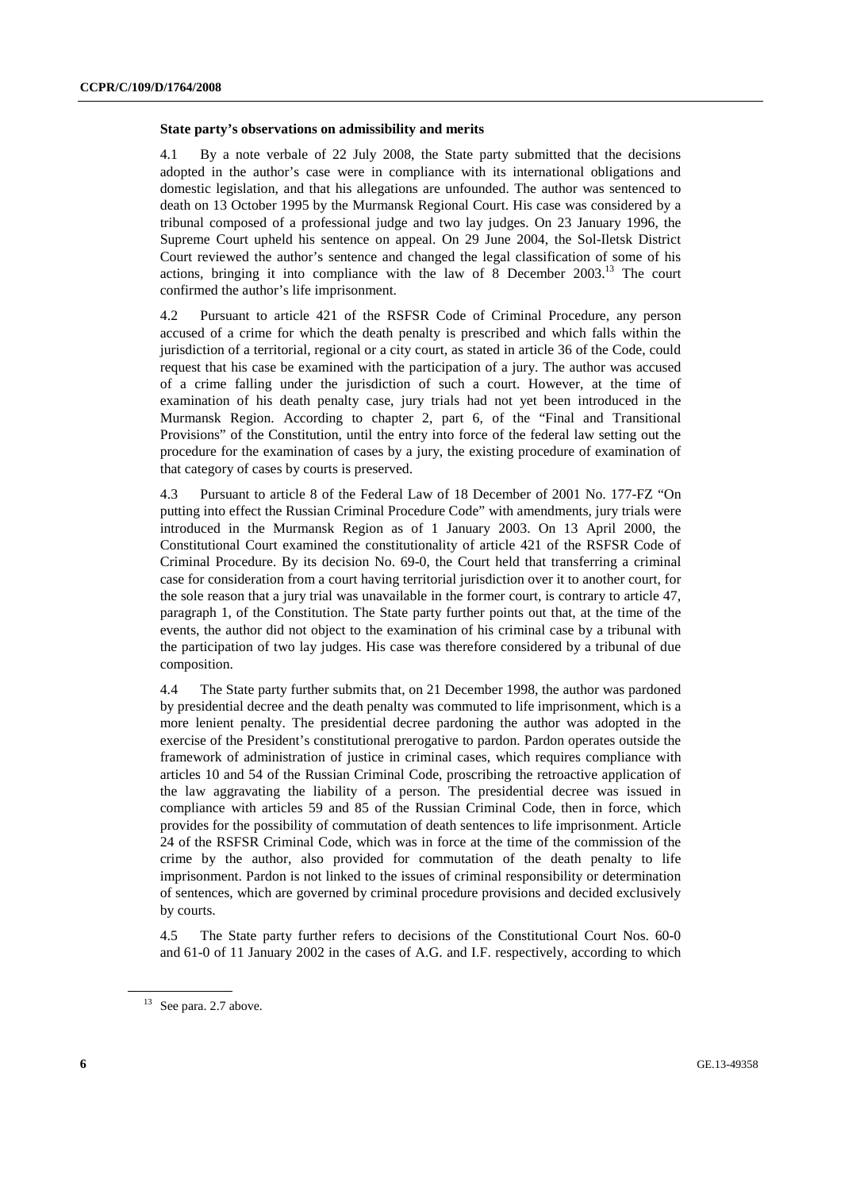### State party's observations on admissibility and merits

4.1 By a note verbale of 22 July 2008, the State party submitted that the decisions adopted in the author's case were in compliance with its international obligations and domestic legislation, and that his allegations are unfounded. The author was sentenced to death on 13 October 1995 by the Murmansk Regional Court. His case was considered by a tribunal composed of a professional judge and two lay judges. On 23 January 1996, the Supreme Court upheld his sentence on appeal. On 29 June 2004, the Sol-Iletsk District Court reviewed the author's sentence and changed the legal classification of some of his actions, bringing it into compliance with the law of 8 December 2003.[13] The court confirmed the author's life imprisonment.

4.2 Pursuant to article 421 of the RSFSR Code of Criminal Procedure, any person accused of a crime for which the death penalty is prescribed and which falls within the jurisdiction of a territorial, regional or a city court, as stated in article 36 of the Code, could request that his case be examined with the participation of a jury. The author was accused of a crime falling under the jurisdiction of such a court. However, at the time of examination of his death penalty case, jury trials had not yet been introduced in the Murmansk Region. According to chapter 2, part 6, of the "Final and Transitional Provisions" of the Constitution, until the entry into force of the federal law setting out the procedure for the examination of cases by a jury, the existing procedure of examination of that category of cases by courts is preserved.

4.3 Pursuant to article 8 of the Federal Law of 18 December of 2001 No. 177-FZ "On putting into effect the Russian Criminal Procedure Code" with amendments, jury trials were introduced in the Murmansk Region as of 1 January 2003. On 13 April 2000, the Constitutional Court examined the constitutionality of article 421 of the RSFSR Code of Criminal Procedure. By its decision No. 69-0, the Court held that transferring a criminal case for consideration from a court having territorial jurisdiction over it to another court, for the sole reason that a jury trial was unavailable in the former court, is contrary to article 47, paragraph 1, of the Constitution. The State party further points out that, at the time of the events, the author did not object to the examination of his criminal case by a tribunal with the participation of two lay judges. His case was therefore considered by a tribunal of due composition.

4.4 The State party further submits that, on 21 December 1998, the author was pardoned by presidential decree and the death penalty was commuted to life imprisonment, which is a more lenient penalty. The presidential decree pardoning the author was adopted in the exercise of the President's constitutional prerogative to pardon. Pardon operates outside the framework of administration of justice in criminal cases, which requires compliance with articles 10 and 54 of the Russian Criminal Code, proscribing the retroactive application of the law aggravating the liability of a person. The presidential decree was issued in compliance with articles 59 and 85 of the Russian Criminal Code, then in force, which provides for the possibility of commutation of death sentences to life imprisonment. Article 24 of the RSFSR Criminal Code, which was in force at the time of the commission of the crime by the author, also provided for commutation of the death penalty to life imprisonment. Pardon is not linked to the issues of criminal responsibility or determination of sentences, which are governed by criminal procedure provisions and decided exclusively by courts.

4.5 The State party further refers to decisions of the Constitutional Court Nos. 60-0 and 61-0 of 11 January 2002 in the cases of A.G. and I.F. respectively, according to which

---

[13] See para. 2.7 above.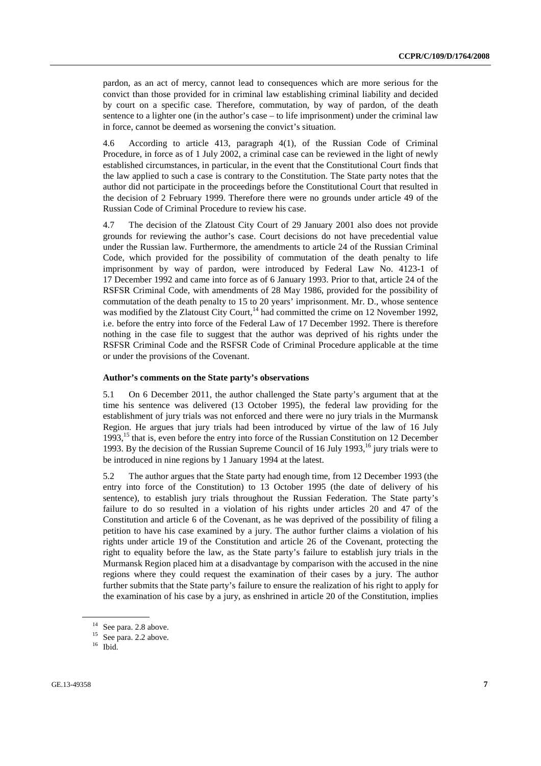pardon, as an act of mercy, cannot lead to consequences which are more serious for the convict than those provided for in criminal law establishing criminal liability and decided by court on a specific case. Therefore, commutation, by way of pardon, of the death sentence to a lighter one (in the author's case – to life imprisonment) under the criminal law in force, cannot be deemed as worsening the convict's situation.

4.6 According to article 413, paragraph 4(1), of the Russian Code of Criminal Procedure, in force as of 1 July 2002, a criminal case can be reviewed in the light of newly established circumstances, in particular, in the event that the Constitutional Court finds that the law applied to such a case is contrary to the Constitution. The State party notes that the author did not participate in the proceedings before the Constitutional Court that resulted in the decision of 2 February 1999. Therefore there were no grounds under article 49 of the Russian Code of Criminal Procedure to review his case.

4.7 The decision of the Zlatoust City Court of 29 January 2001 also does not provide grounds for reviewing the author's case. Court decisions do not have precedential value under the Russian law. Furthermore, the amendments to article 24 of the Russian Criminal Code, which provided for the possibility of commutation of the death penalty to life imprisonment by way of pardon, were introduced by Federal Law No. 4123-1 of 17 December 1992 and came into force as of 6 January 1993. Prior to that, article 24 of the RSFSR Criminal Code, with amendments of 28 May 1986, provided for the possibility of commutation of the death penalty to 15 to 20 years' imprisonment. Mr. D., whose sentence was modified by the Zlatoust City Court,[14] had committed the crime on 12 November 1992, i.e. before the entry into force of the Federal Law of 17 December 1992. There is therefore nothing in the case file to suggest that the author was deprived of his rights under the RSFSR Criminal Code and the RSFSR Code of Criminal Procedure applicable at the time or under the provisions of the Covenant.

### Author's comments on the State party's observations

5.1 On 6 December 2011, the author challenged the State party's argument that at the time his sentence was delivered (13 October 1995), the federal law providing for the establishment of jury trials was not enforced and there were no jury trials in the Murmansk Region. He argues that jury trials had been introduced by virtue of the law of 16 July 1993,[15] that is, even before the entry into force of the Russian Constitution on 12 December 1993. By the decision of the Russian Supreme Council of 16 July 1993,[16] jury trials were to be introduced in nine regions by 1 January 1994 at the latest.

5.2 The author argues that the State party had enough time, from 12 December 1993 (the entry into force of the Constitution) to 13 October 1995 (the date of delivery of his sentence), to establish jury trials throughout the Russian Federation. The State party's failure to do so resulted in a violation of his rights under articles 20 and 47 of the Constitution and article 6 of the Covenant, as he was deprived of the possibility of filing a petition to have his case examined by a jury. The author further claims a violation of his rights under article 19 of the Constitution and article 26 of the Covenant, protecting the right to equality before the law, as the State party's failure to establish jury trials in the Murmansk Region placed him at a disadvantage by comparison with the accused in the nine regions where they could request the examination of their cases by a jury. The author further submits that the State party's failure to ensure the realization of his right to apply for the examination of his case by a jury, as enshrined in article 20 of the Constitution, implies

---

[14] See para. 2.8 above.

[15] See para. 2.2 above.

[16] Ibid.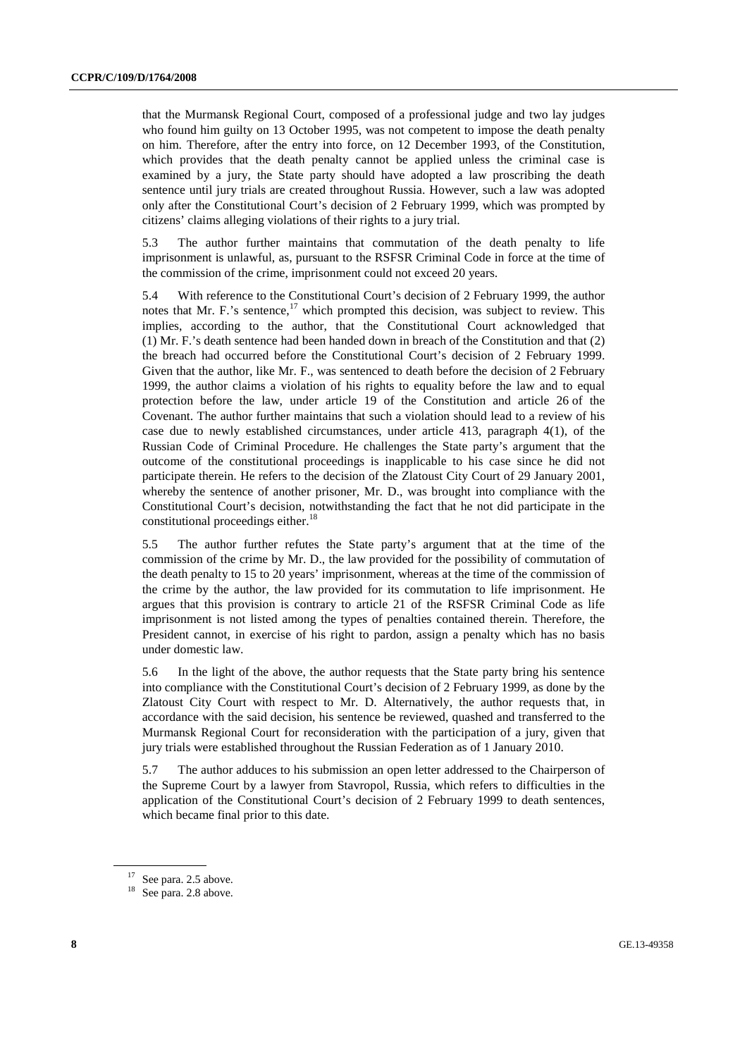that the Murmansk Regional Court, composed of a professional judge and two lay judges who found him guilty on 13 October 1995, was not competent to impose the death penalty on him. Therefore, after the entry into force, on 12 December 1993, of the Constitution, which provides that the death penalty cannot be applied unless the criminal case is examined by a jury, the State party should have adopted a law proscribing the death sentence until jury trials are created throughout Russia. However, such a law was adopted only after the Constitutional Court's decision of 2 February 1999, which was prompted by citizens' claims alleging violations of their rights to a jury trial.

5.3 The author further maintains that commutation of the death penalty to life imprisonment is unlawful, as, pursuant to the RSFSR Criminal Code in force at the time of the commission of the crime, imprisonment could not exceed 20 years.

5.4 With reference to the Constitutional Court's decision of 2 February 1999, the author notes that Mr. F.'s sentence,[17] which prompted this decision, was subject to review. This implies, according to the author, that the Constitutional Court acknowledged that (1) Mr. F.'s death sentence had been handed down in breach of the Constitution and that (2) the breach had occurred before the Constitutional Court's decision of 2 February 1999. Given that the author, like Mr. F., was sentenced to death before the decision of 2 February 1999, the author claims a violation of his rights to equality before the law and to equal protection before the law, under article 19 of the Constitution and article 26 of the Covenant. The author further maintains that such a violation should lead to a review of his case due to newly established circumstances, under article 413, paragraph 4(1), of the Russian Code of Criminal Procedure. He challenges the State party's argument that the outcome of the constitutional proceedings is inapplicable to his case since he did not participate therein. He refers to the decision of the Zlatoust City Court of 29 January 2001, whereby the sentence of another prisoner, Mr. D., was brought into compliance with the Constitutional Court's decision, notwithstanding the fact that he not did participate in the constitutional proceedings either.[18]

5.5 The author further refutes the State party's argument that at the time of the commission of the crime by Mr. D., the law provided for the possibility of commutation of the death penalty to 15 to 20 years' imprisonment, whereas at the time of the commission of the crime by the author, the law provided for its commutation to life imprisonment. He argues that this provision is contrary to article 21 of the RSFSR Criminal Code as life imprisonment is not listed among the types of penalties contained therein. Therefore, the President cannot, in exercise of his right to pardon, assign a penalty which has no basis under domestic law.

5.6 In the light of the above, the author requests that the State party bring his sentence into compliance with the Constitutional Court's decision of 2 February 1999, as done by the Zlatoust City Court with respect to Mr. D. Alternatively, the author requests that, in accordance with the said decision, his sentence be reviewed, quashed and transferred to the Murmansk Regional Court for reconsideration with the participation of a jury, given that jury trials were established throughout the Russian Federation as of 1 January 2010.

5.7 The author adduces to his submission an open letter addressed to the Chairperson of the Supreme Court by a lawyer from Stavropol, Russia, which refers to difficulties in the application of the Constitutional Court's decision of 2 February 1999 to death sentences, which became final prior to this date.

---

[17] See para. 2.5 above.

[18] See para. 2.8 above.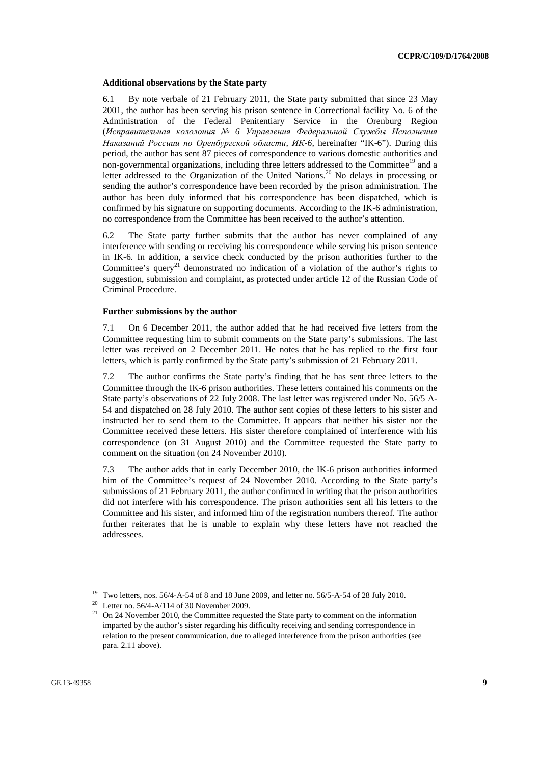**Additional observations by the State party**

6.1 By note verbale of 21 February 2011, the State party submitted that since 23 May 2001, the author has been serving his prison sentence in Correctional facility No. 6 of the Administration of the Federal Penitentiary Service in the Orenburg Region (*Исправительная кололония № 6 Управления Федеральной Службы Исполнения Наказаний Россиии по Оренбургской области, ИК-6*, hereinafter "IK-6"). During this period, the author has sent 87 pieces of correspondence to various domestic authorities and non-governmental organizations, including three letters addressed to the Committee[19] and a letter addressed to the Organization of the United Nations.[20] No delays in processing or sending the author's correspondence have been recorded by the prison administration. The author has been duly informed that his correspondence has been dispatched, which is confirmed by his signature on supporting documents. According to the IK-6 administration, no correspondence from the Committee has been received to the author's attention.

6.2 The State party further submits that the author has never complained of any interference with sending or receiving his correspondence while serving his prison sentence in IK-6. In addition, a service check conducted by the prison authorities further to the Committee's query[21] demonstrated no indication of a violation of the author's rights to suggestion, submission and complaint, as protected under article 12 of the Russian Code of Criminal Procedure.

**Further submissions by the author**

7.1 On 6 December 2011, the author added that he had received five letters from the Committee requesting him to submit comments on the State party's submissions. The last letter was received on 2 December 2011. He notes that he has replied to the first four letters, which is partly confirmed by the State party's submission of 21 February 2011.

7.2 The author confirms the State party's finding that he has sent three letters to the Committee through the IK-6 prison authorities. These letters contained his comments on the State party's observations of 22 July 2008. The last letter was registered under No. 56/5 A-54 and dispatched on 28 July 2010. The author sent copies of these letters to his sister and instructed her to send them to the Committee. It appears that neither his sister nor the Committee received these letters. His sister therefore complained of interference with his correspondence (on 31 August 2010) and the Committee requested the State party to comment on the situation (on 24 November 2010).

7.3 The author adds that in early December 2010, the IK-6 prison authorities informed him of the Committee's request of 24 November 2010. According to the State party's submissions of 21 February 2011, the author confirmed in writing that the prison authorities did not interfere with his correspondence. The prison authorities sent all his letters to the Committee and his sister, and informed him of the registration numbers thereof. The author further reiterates that he is unable to explain why these letters have not reached the addressees.

---

[19] Two letters, nos. 56/4-A-54 of 8 and 18 June 2009, and letter no. 56/5-A-54 of 28 July 2010.

[20] Letter no. 56/4-A/114 of 30 November 2009.

[21] On 24 November 2010, the Committee requested the State party to comment on the information imparted by the author's sister regarding his difficulty receiving and sending correspondence in relation to the present communication, due to alleged interference from the prison authorities (see para. 2.11 above).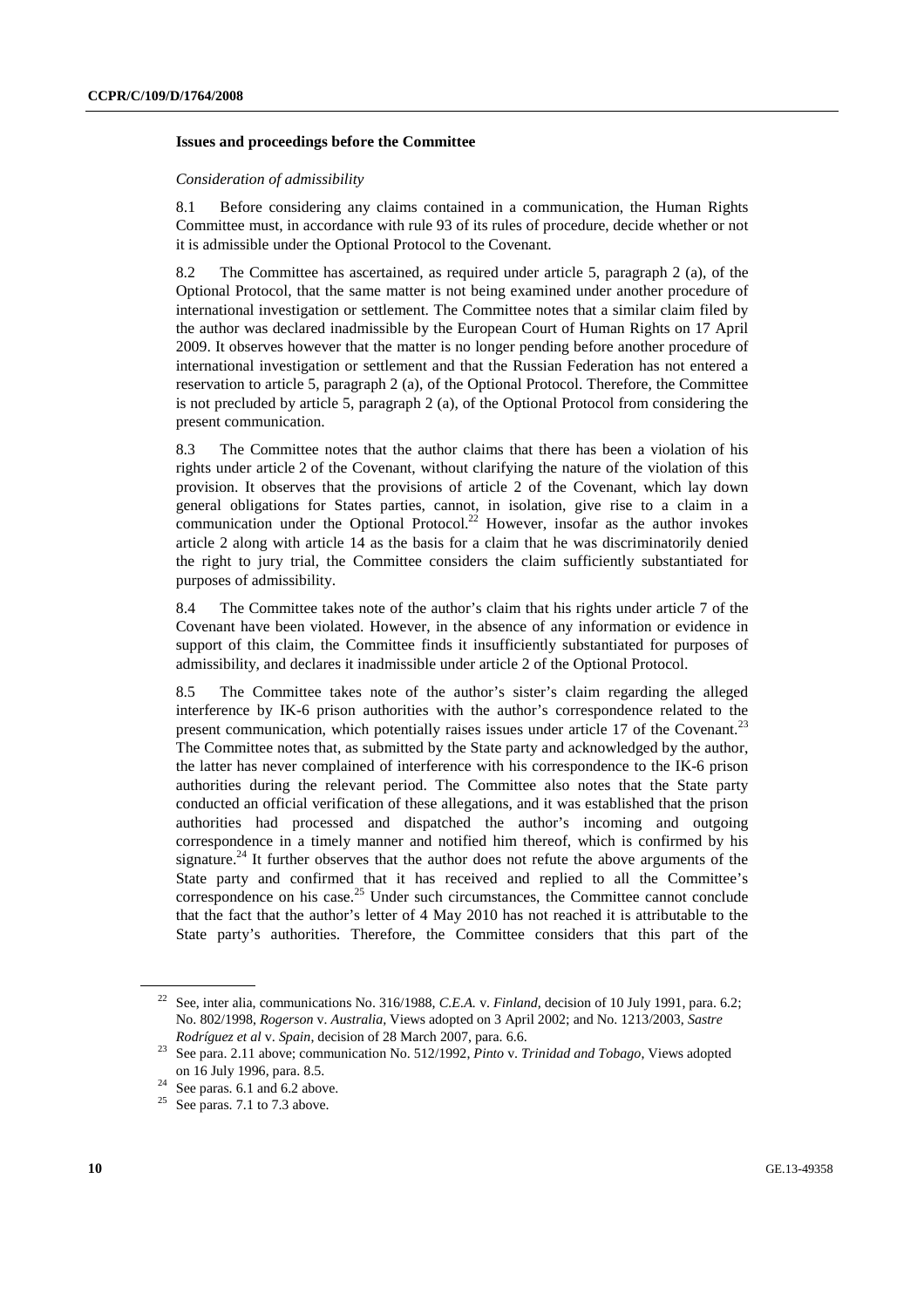### Issues and proceedings before the Committee

*Consideration of admissibility*

8.1 Before considering any claims contained in a communication, the Human Rights Committee must, in accordance with rule 93 of its rules of procedure, decide whether or not it is admissible under the Optional Protocol to the Covenant.

8.2 The Committee has ascertained, as required under article 5, paragraph 2 (a), of the Optional Protocol, that the same matter is not being examined under another procedure of international investigation or settlement. The Committee notes that a similar claim filed by the author was declared inadmissible by the European Court of Human Rights on 17 April 2009. It observes however that the matter is no longer pending before another procedure of international investigation or settlement and that the Russian Federation has not entered a reservation to article 5, paragraph 2 (a), of the Optional Protocol. Therefore, the Committee is not precluded by article 5, paragraph 2 (a), of the Optional Protocol from considering the present communication.

8.3 The Committee notes that the author claims that there has been a violation of his rights under article 2 of the Covenant, without clarifying the nature of the violation of this provision. It observes that the provisions of article 2 of the Covenant, which lay down general obligations for States parties, cannot, in isolation, give rise to a claim in a communication under the Optional Protocol.[22] However, insofar as the author invokes article 2 along with article 14 as the basis for a claim that he was discriminatorily denied the right to jury trial, the Committee considers the claim sufficiently substantiated for purposes of admissibility.

8.4 The Committee takes note of the author's claim that his rights under article 7 of the Covenant have been violated. However, in the absence of any information or evidence in support of this claim, the Committee finds it insufficiently substantiated for purposes of admissibility, and declares it inadmissible under article 2 of the Optional Protocol.

8.5 The Committee takes note of the author's sister's claim regarding the alleged interference by IK-6 prison authorities with the author's correspondence related to the present communication, which potentially raises issues under article 17 of the Covenant.[23] The Committee notes that, as submitted by the State party and acknowledged by the author, the latter has never complained of interference with his correspondence to the IK-6 prison authorities during the relevant period. The Committee also notes that the State party conducted an official verification of these allegations, and it was established that the prison authorities had processed and dispatched the author's incoming and outgoing correspondence in a timely manner and notified him thereof, which is confirmed by his signature.[24] It further observes that the author does not refute the above arguments of the State party and confirmed that it has received and replied to all the Committee's correspondence on his case.[25] Under such circumstances, the Committee cannot conclude that the fact that the author's letter of 4 May 2010 has not reached it is attributable to the State party's authorities. Therefore, the Committee considers that this part of the

---

[22] See, inter alia, communications No. 316/1988, *C.E.A.* v. *Finland*, decision of 10 July 1991, para. 6.2; No. 802/1998, *Rogerson* v. *Australia*, Views adopted on 3 April 2002; and No. 1213/2003, *Sastre Rodríguez et al* v. *Spain*, decision of 28 March 2007, para. 6.6.

[23] See para. 2.11 above; communication No. 512/1992, *Pinto* v. *Trinidad and Tobago*, Views adopted on 16 July 1996, para. 8.5.

[24] See paras. 6.1 and 6.2 above.

[25] See paras. 7.1 to 7.3 above.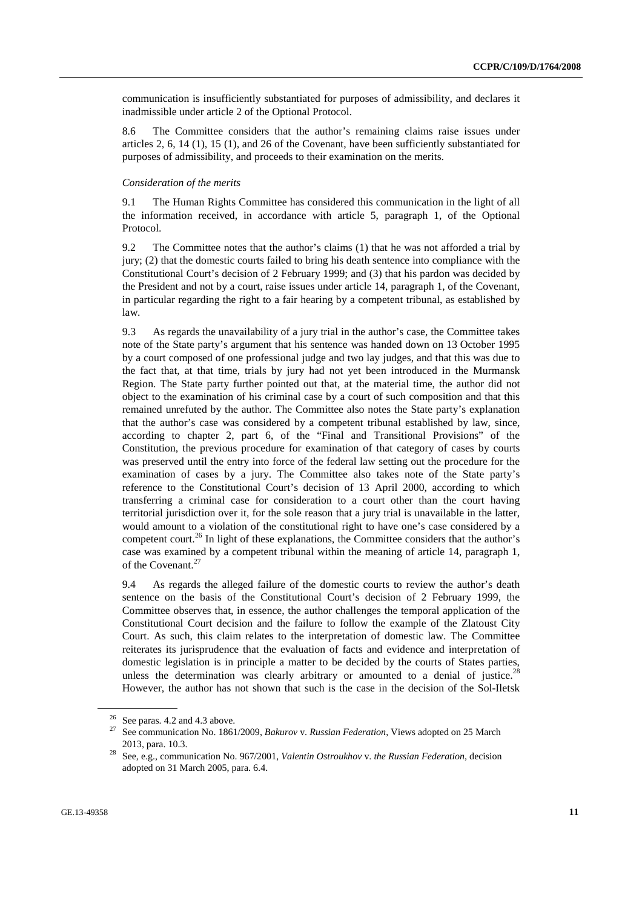communication is insufficiently substantiated for purposes of admissibility, and declares it inadmissible under article 2 of the Optional Protocol.

8.6 The Committee considers that the author's remaining claims raise issues under articles 2, 6, 14 (1), 15 (1), and 26 of the Covenant, have been sufficiently substantiated for purposes of admissibility, and proceeds to their examination on the merits.

*Consideration of the merits*

9.1 The Human Rights Committee has considered this communication in the light of all the information received, in accordance with article 5, paragraph 1, of the Optional Protocol.

9.2 The Committee notes that the author's claims (1) that he was not afforded a trial by jury; (2) that the domestic courts failed to bring his death sentence into compliance with the Constitutional Court's decision of 2 February 1999; and (3) that his pardon was decided by the President and not by a court, raise issues under article 14, paragraph 1, of the Covenant, in particular regarding the right to a fair hearing by a competent tribunal, as established by law.

9.3 As regards the unavailability of a jury trial in the author's case, the Committee takes note of the State party's argument that his sentence was handed down on 13 October 1995 by a court composed of one professional judge and two lay judges, and that this was due to the fact that, at that time, trials by jury had not yet been introduced in the Murmansk Region. The State party further pointed out that, at the material time, the author did not object to the examination of his criminal case by a court of such composition and that this remained unrefuted by the author. The Committee also notes the State party's explanation that the author's case was considered by a competent tribunal established by law, since, according to chapter 2, part 6, of the "Final and Transitional Provisions" of the Constitution, the previous procedure for examination of that category of cases by courts was preserved until the entry into force of the federal law setting out the procedure for the examination of cases by a jury. The Committee also takes note of the State party's reference to the Constitutional Court's decision of 13 April 2000, according to which transferring a criminal case for consideration to a court other than the court having territorial jurisdiction over it, for the sole reason that a jury trial is unavailable in the latter, would amount to a violation of the constitutional right to have one's case considered by a competent court.[26] In light of these explanations, the Committee considers that the author's case was examined by a competent tribunal within the meaning of article 14, paragraph 1, of the Covenant.[27]

9.4 As regards the alleged failure of the domestic courts to review the author's death sentence on the basis of the Constitutional Court's decision of 2 February 1999, the Committee observes that, in essence, the author challenges the temporal application of the Constitutional Court decision and the failure to follow the example of the Zlatoust City Court. As such, this claim relates to the interpretation of domestic law. The Committee reiterates its jurisprudence that the evaluation of facts and evidence and interpretation of domestic legislation is in principle a matter to be decided by the courts of States parties, unless the determination was clearly arbitrary or amounted to a denial of justice.[28] However, the author has not shown that such is the case in the decision of the Sol-Iletsk

---

[26] See paras. 4.2 and 4.3 above.

[27] See communication No. 1861/2009, *Bakurov* v. *Russian Federation*, Views adopted on 25 March 2013, para. 10.3.

[28] See, e.g., communication No. 967/2001, *Valentin Ostroukhov* v. *the Russian Federation*, decision adopted on 31 March 2005, para. 6.4.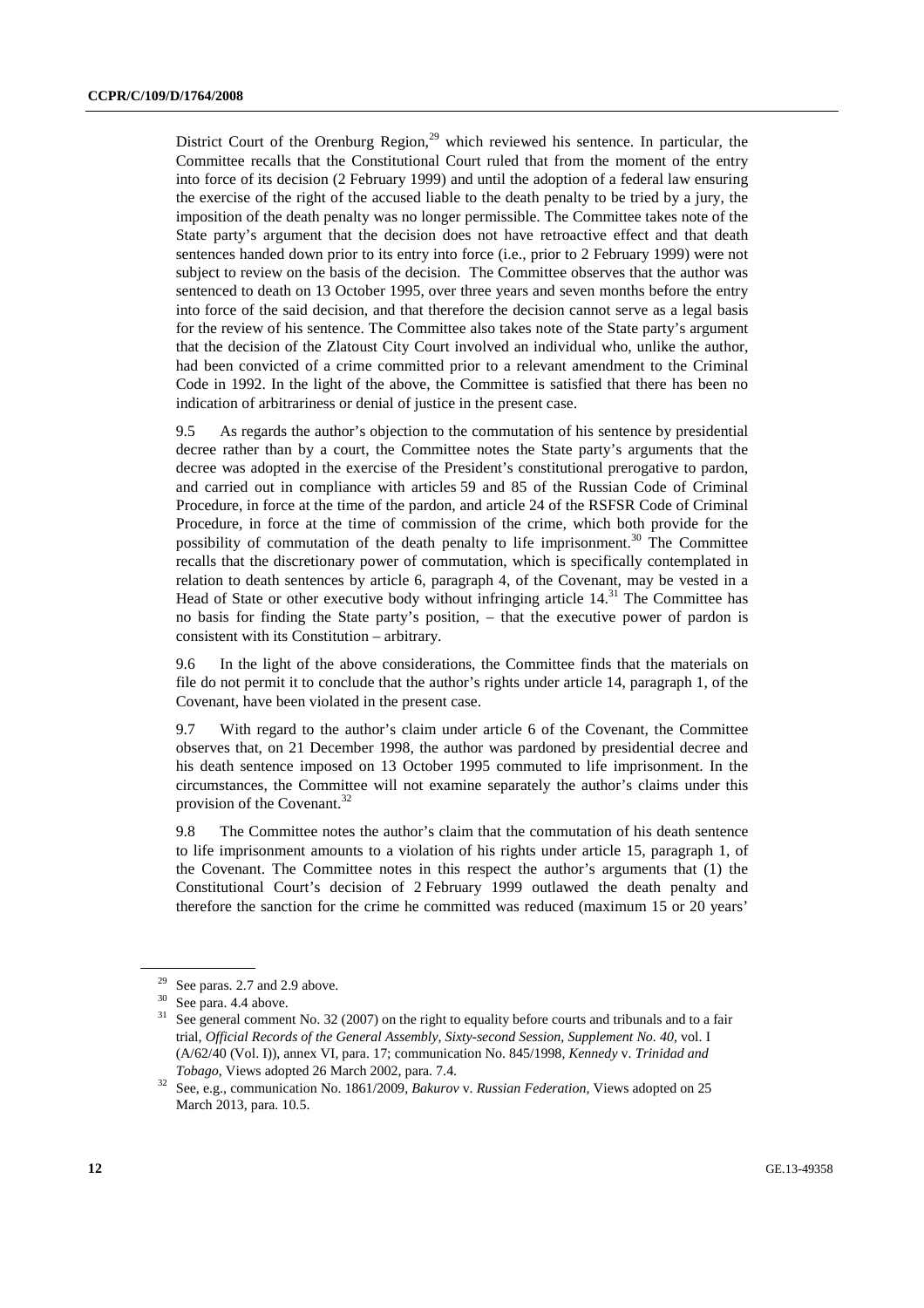District Court of the Orenburg Region,[29] which reviewed his sentence. In particular, the Committee recalls that the Constitutional Court ruled that from the moment of the entry into force of its decision (2 February 1999) and until the adoption of a federal law ensuring the exercise of the right of the accused liable to the death penalty to be tried by a jury, the imposition of the death penalty was no longer permissible. The Committee takes note of the State party's argument that the decision does not have retroactive effect and that death sentences handed down prior to its entry into force (i.e., prior to 2 February 1999) were not subject to review on the basis of the decision. The Committee observes that the author was sentenced to death on 13 October 1995, over three years and seven months before the entry into force of the said decision, and that therefore the decision cannot serve as a legal basis for the review of his sentence. The Committee also takes note of the State party's argument that the decision of the Zlatoust City Court involved an individual who, unlike the author, had been convicted of a crime committed prior to a relevant amendment to the Criminal Code in 1992. In the light of the above, the Committee is satisfied that there has been no indication of arbitrariness or denial of justice in the present case.

9.5 As regards the author's objection to the commutation of his sentence by presidential decree rather than by a court, the Committee notes the State party's arguments that the decree was adopted in the exercise of the President's constitutional prerogative to pardon, and carried out in compliance with articles 59 and 85 of the Russian Code of Criminal Procedure, in force at the time of the pardon, and article 24 of the RSFSR Code of Criminal Procedure, in force at the time of commission of the crime, which both provide for the possibility of commutation of the death penalty to life imprisonment.[30] The Committee recalls that the discretionary power of commutation, which is specifically contemplated in relation to death sentences by article 6, paragraph 4, of the Covenant, may be vested in a Head of State or other executive body without infringing article 14.[31] The Committee has no basis for finding the State party's position, – that the executive power of pardon is consistent with its Constitution – arbitrary.

9.6 In the light of the above considerations, the Committee finds that the materials on file do not permit it to conclude that the author's rights under article 14, paragraph 1, of the Covenant, have been violated in the present case.

9.7 With regard to the author's claim under article 6 of the Covenant, the Committee observes that, on 21 December 1998, the author was pardoned by presidential decree and his death sentence imposed on 13 October 1995 commuted to life imprisonment. In the circumstances, the Committee will not examine separately the author's claims under this provision of the Covenant.[32]

9.8 The Committee notes the author's claim that the commutation of his death sentence to life imprisonment amounts to a violation of his rights under article 15, paragraph 1, of the Covenant. The Committee notes in this respect the author's arguments that (1) the Constitutional Court's decision of 2 February 1999 outlawed the death penalty and therefore the sanction for the crime he committed was reduced (maximum 15 or 20 years'

---

[29] See paras. 2.7 and 2.9 above.

[30] See para. 4.4 above.

[31] See general comment No. 32 (2007) on the right to equality before courts and tribunals and to a fair trial, *Official Records of the General Assembly, Sixty-second Session, Supplement No. 40*, vol. I (A/62/40 (Vol. I)), annex VI, para. 17; communication No. 845/1998, *Kennedy* v. *Trinidad and Tobago*, Views adopted 26 March 2002, para. 7.4.

[32] See, e.g., communication No. 1861/2009, *Bakurov* v. *Russian Federation*, Views adopted on 25 March 2013, para. 10.5.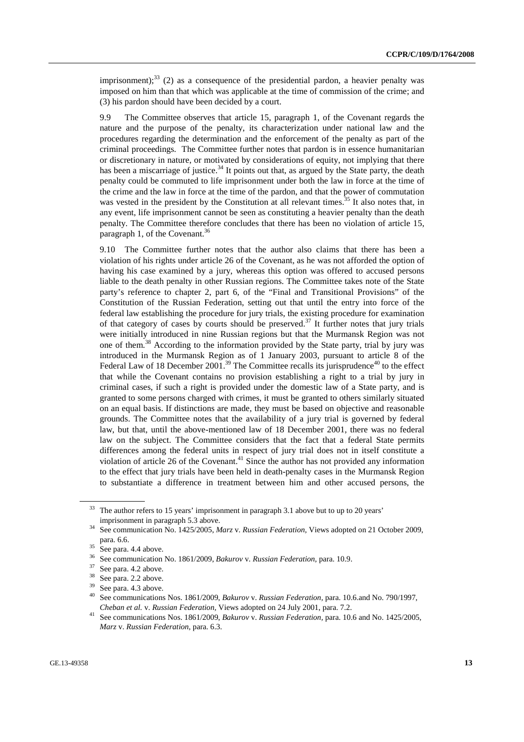imprisonment);[33] (2) as a consequence of the presidential pardon, a heavier penalty was imposed on him than that which was applicable at the time of commission of the crime; and (3) his pardon should have been decided by a court.

9.9 The Committee observes that article 15, paragraph 1, of the Covenant regards the nature and the purpose of the penalty, its characterization under national law and the procedures regarding the determination and the enforcement of the penalty as part of the criminal proceedings. The Committee further notes that pardon is in essence humanitarian or discretionary in nature, or motivated by considerations of equity, not implying that there has been a miscarriage of justice.[34] It points out that, as argued by the State party, the death penalty could be commuted to life imprisonment under both the law in force at the time of the crime and the law in force at the time of the pardon, and that the power of commutation was vested in the president by the Constitution at all relevant times.[35] It also notes that, in any event, life imprisonment cannot be seen as constituting a heavier penalty than the death penalty. The Committee therefore concludes that there has been no violation of article 15, paragraph 1, of the Covenant.[36]

9.10 The Committee further notes that the author also claims that there has been a violation of his rights under article 26 of the Covenant, as he was not afforded the option of having his case examined by a jury, whereas this option was offered to accused persons liable to the death penalty in other Russian regions. The Committee takes note of the State party's reference to chapter 2, part 6, of the "Final and Transitional Provisions" of the Constitution of the Russian Federation, setting out that until the entry into force of the federal law establishing the procedure for jury trials, the existing procedure for examination of that category of cases by courts should be preserved.[37] It further notes that jury trials were initially introduced in nine Russian regions but that the Murmansk Region was not one of them.[38] According to the information provided by the State party, trial by jury was introduced in the Murmansk Region as of 1 January 2003, pursuant to article 8 of the Federal Law of 18 December 2001.[39] The Committee recalls its jurisprudence[40] to the effect that while the Covenant contains no provision establishing a right to a trial by jury in criminal cases, if such a right is provided under the domestic law of a State party, and is granted to some persons charged with crimes, it must be granted to others similarly situated on an equal basis. If distinctions are made, they must be based on objective and reasonable grounds. The Committee notes that the availability of a jury trial is governed by federal law, but that, until the above-mentioned law of 18 December 2001, there was no federal law on the subject. The Committee considers that the fact that a federal State permits differences among the federal units in respect of jury trial does not in itself constitute a violation of article 26 of the Covenant.[41] Since the author has not provided any information to the effect that jury trials have been held in death-penalty cases in the Murmansk Region to substantiate a difference in treatment between him and other accused persons, the

---

[33] The author refers to 15 years' imprisonment in paragraph 3.1 above but to up to 20 years' imprisonment in paragraph 5.3 above.

[34] See communication No. 1425/2005, *Marz* v. *Russian Federation*, Views adopted on 21 October 2009, para. 6.6.

[35] See para. 4.4 above.

[36] See communication No. 1861/2009, *Bakurov* v. *Russian Federation*, para. 10.9.

[37] See para. 4.2 above.

[38] See para. 2.2 above.

[39] See para. 4.3 above.

[40] See communications Nos. 1861/2009, *Bakurov* v. *Russian Federation*, para. 10.6.and No. 790/1997, *Cheban et al.* v. *Russian Federation*, Views adopted on 24 July 2001, para. 7.2.

[41] See communications Nos. 1861/2009, *Bakurov* v. *Russian Federation*, para. 10.6 and No. 1425/2005, *Marz* v. *Russian Federation*, para. 6.3.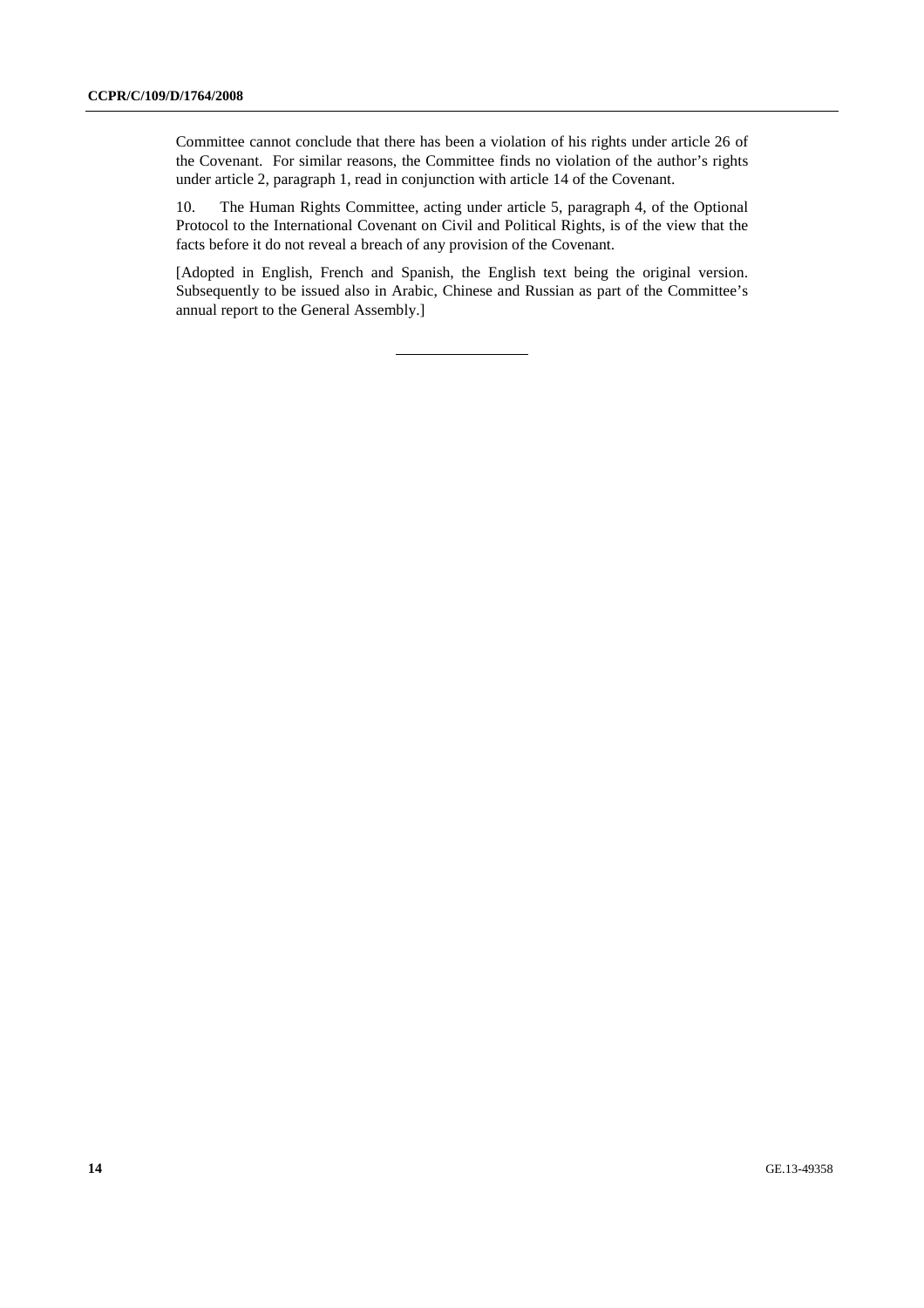Committee cannot conclude that there has been a violation of his rights under article 26 of the Covenant. For similar reasons, the Committee finds no violation of the author's rights under article 2, paragraph 1, read in conjunction with article 14 of the Covenant.

10. The Human Rights Committee, acting under article 5, paragraph 4, of the Optional Protocol to the International Covenant on Civil and Political Rights, is of the view that the facts before it do not reveal a breach of any provision of the Covenant.

[Adopted in English, French and Spanish, the English text being the original version. Subsequently to be issued also in Arabic, Chinese and Russian as part of the Committee's annual report to the General Assembly.]